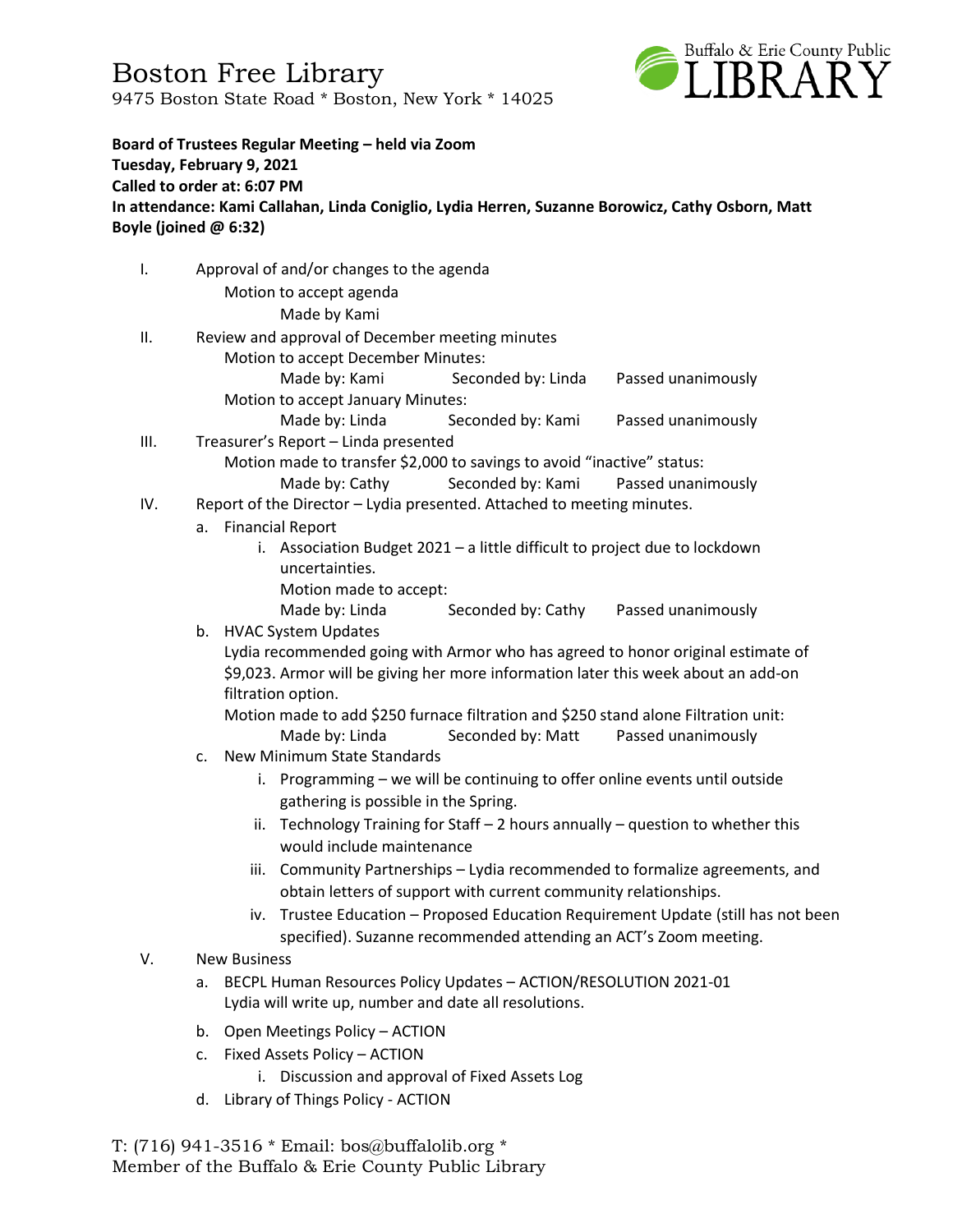# Boston Free Library

9475 Boston State Road * Boston, New York * 14025

Buffalo & Erie County Public LIBRARY

**Board of Trustees Regular Meeting – held via Zoom**
**Tuesday, February 9, 2021**
**Called to order at: 6:07 PM**
**In attendance: Kami Callahan, Linda Coniglio, Lydia Herren, Suzanne Borowicz, Cathy Osborn, Matt Boyle (joined @ 6:32)**

I. Approval of and/or changes to the agenda
   - Motion to accept agenda
     - Made by Kami

II. Review and approval of December meeting minutes
   - Motion to accept December Minutes:
     - Made by: Kami  Seconded by: Linda  Passed unanimously
   - Motion to accept January Minutes:
     - Made by: Linda  Seconded by: Kami  Passed unanimously

III. Treasurer's Report – Linda presented
   - Motion made to transfer $2,000 to savings to avoid "inactive" status:
     - Made by: Cathy  Seconded by: Kami  Passed unanimously

IV. Report of the Director – Lydia presented. Attached to meeting minutes.
   a. Financial Report
      i. Association Budget 2021 – a little difficult to project due to lockdown uncertainties.
         Motion made to accept:
         Made by: Linda  Seconded by: Cathy  Passed unanimously
   b. HVAC System Updates
      Lydia recommended going with Armor who has agreed to honor original estimate of $9,023. Armor will be giving her more information later this week about an add-on filtration option.
      Motion made to add $250 furnace filtration and $250 stand alone Filtration unit:
      Made by: Linda  Seconded by: Matt  Passed unanimously
   c. New Minimum State Standards
      i. Programming – we will be continuing to offer online events until outside gathering is possible in the Spring.
      ii. Technology Training for Staff – 2 hours annually – question to whether this would include maintenance
      iii. Community Partnerships – Lydia recommended to formalize agreements, and obtain letters of support with current community relationships.
      iv. Trustee Education – Proposed Education Requirement Update (still has not been specified). Suzanne recommended attending an ACT's Zoom meeting.

V. New Business
   a. BECPL Human Resources Policy Updates – ACTION/RESOLUTION 2021-01
      Lydia will write up, number and date all resolutions.
   b. Open Meetings Policy – ACTION
   c. Fixed Assets Policy – ACTION
      i. Discussion and approval of Fixed Assets Log
   d. Library of Things Policy - ACTION

T: (716) 941-3516 * Email: bos@buffalolib.org *
Member of the Buffalo & Erie County Public Library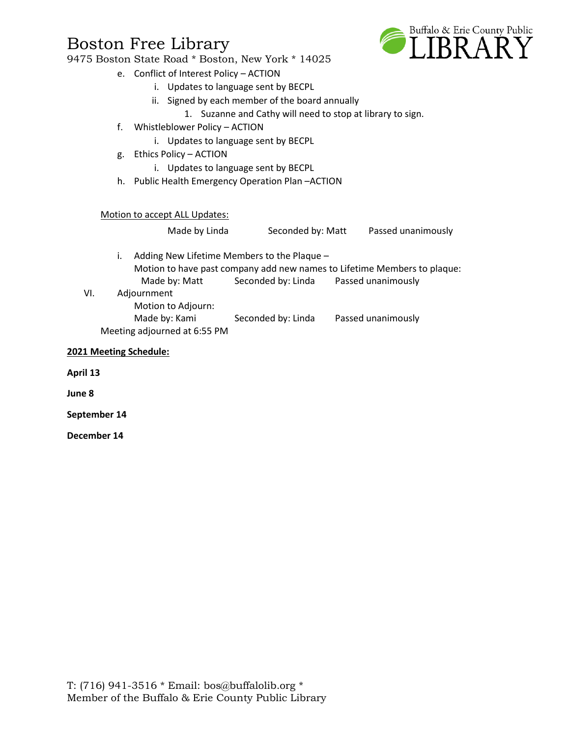e. Conflict of Interest Policy – ACTION
   i. Updates to language sent by BECPL
   ii. Signed by each member of the board annually
      1. Suzanne and Cathy will need to stop at library to sign.

f. Whistleblower Policy – ACTION
   i. Updates to language sent by BECPL

g. Ethics Policy – ACTION
   i. Updates to language sent by BECPL

h. Public Health Emergency Operation Plan –ACTION

Motion to accept ALL Updates:

Made by Linda    Seconded by: Matt    Passed unanimously

i. Adding New Lifetime Members to the Plaque –
   Motion to have past company add new names to Lifetime Members to plaque:
   Made by: Matt    Seconded by: Linda    Passed unanimously

VI. Adjournment
   Motion to Adjourn:
   Made by: Kami    Seconded by: Linda    Passed unanimously

Meeting adjourned at 6:55 PM

**2021 Meeting Schedule:**

**April 13**

**June 8**

**September 14**

**December 14**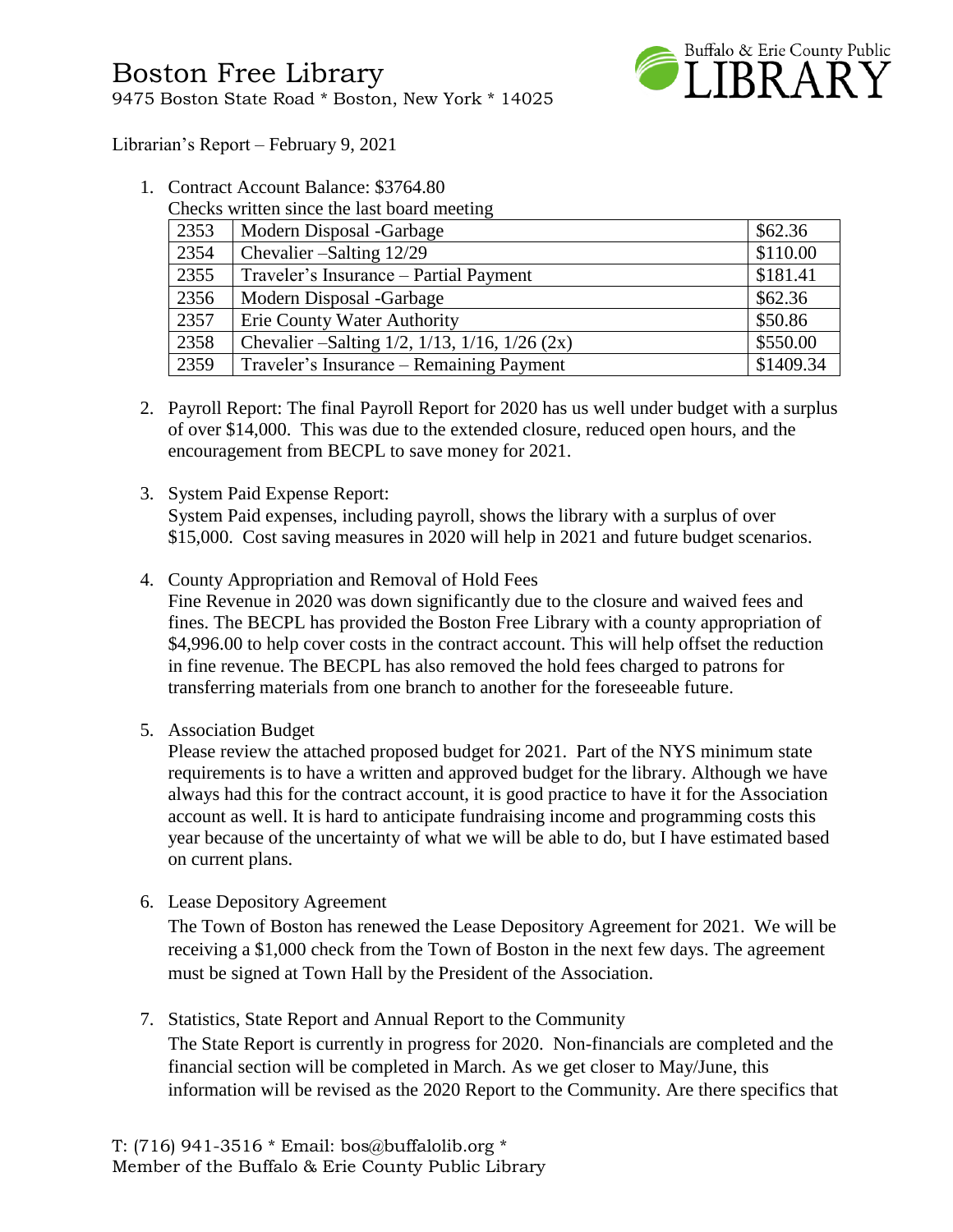# Boston Free Library

9475 Boston State Road * Boston, New York * 14025

Librarian's Report – February 9, 2021

1. Contract Account Balance: $3764.80

   Checks written since the last board meeting

| 2353 | Modern Disposal -Garbage | $62.36 |
|---|---|---|
| 2354 | Chevalier –Salting 12/29 | $110.00 |
| 2355 | Traveler's Insurance – Partial Payment | $181.41 |
| 2356 | Modern Disposal -Garbage | $62.36 |
| 2357 | Erie County Water Authority | $50.86 |
| 2358 | Chevalier –Salting 1/2, 1/13, 1/16, 1/26 (2x) | $550.00 |
| 2359 | Traveler's Insurance – Remaining Payment | $1409.34 |

2. Payroll Report: The final Payroll Report for 2020 has us well under budget with a surplus of over $14,000. This was due to the extended closure, reduced open hours, and the encouragement from BECPL to save money for 2021.

3. System Paid Expense Report:
   System Paid expenses, including payroll, shows the library with a surplus of over $15,000. Cost saving measures in 2020 will help in 2021 and future budget scenarios.

4. County Appropriation and Removal of Hold Fees
   Fine Revenue in 2020 was down significantly due to the closure and waived fees and fines. The BECPL has provided the Boston Free Library with a county appropriation of $4,996.00 to help cover costs in the contract account. This will help offset the reduction in fine revenue. The BECPL has also removed the hold fees charged to patrons for transferring materials from one branch to another for the foreseeable future.

5. Association Budget
   Please review the attached proposed budget for 2021. Part of the NYS minimum state requirements is to have a written and approved budget for the library. Although we have always had this for the contract account, it is good practice to have it for the Association account as well. It is hard to anticipate fundraising income and programming costs this year because of the uncertainty of what we will be able to do, but I have estimated based on current plans.

6. Lease Depository Agreement
   The Town of Boston has renewed the Lease Depository Agreement for 2021. We will be receiving a $1,000 check from the Town of Boston in the next few days. The agreement must be signed at Town Hall by the President of the Association.

7. Statistics, State Report and Annual Report to the Community
   The State Report is currently in progress for 2020. Non-financials are completed and the financial section will be completed in March. As we get closer to May/June, this information will be revised as the 2020 Report to the Community. Are there specifics that

T: (716) 941-3516 * Email: bos@buffalolib.org *
Member of the Buffalo & Erie County Public Library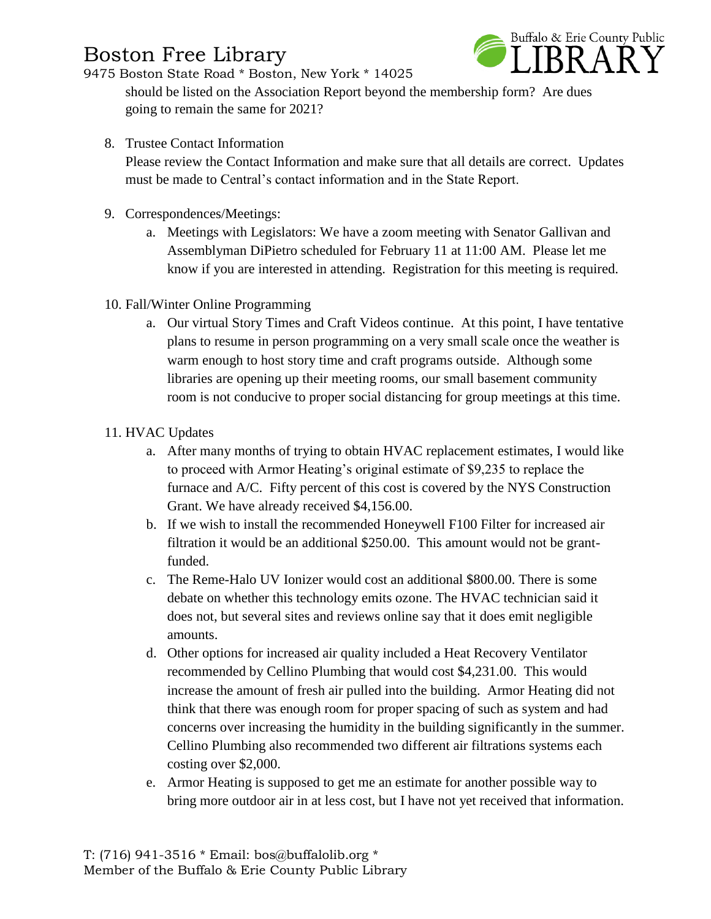should be listed on the Association Report beyond the membership form? Are dues going to remain the same for 2021?

8. Trustee Contact Information

   Please review the Contact Information and make sure that all details are correct. Updates must be made to Central's contact information and in the State Report.

9. Correspondences/Meetings:
   a. Meetings with Legislators: We have a zoom meeting with Senator Gallivan and Assemblyman DiPietro scheduled for February 11 at 11:00 AM. Please let me know if you are interested in attending. Registration for this meeting is required.

10. Fall/Winter Online Programming
    a. Our virtual Story Times and Craft Videos continue. At this point, I have tentative plans to resume in person programming on a very small scale once the weather is warm enough to host story time and craft programs outside. Although some libraries are opening up their meeting rooms, our small basement community room is not conducive to proper social distancing for group meetings at this time.

11. HVAC Updates
    a. After many months of trying to obtain HVAC replacement estimates, I would like to proceed with Armor Heating's original estimate of $9,235 to replace the furnace and A/C. Fifty percent of this cost is covered by the NYS Construction Grant. We have already received $4,156.00.
    b. If we wish to install the recommended Honeywell F100 Filter for increased air filtration it would be an additional $250.00. This amount would not be grant-funded.
    c. The Reme-Halo UV Ionizer would cost an additional $800.00. There is some debate on whether this technology emits ozone. The HVAC technician said it does not, but several sites and reviews online say that it does emit negligible amounts.
    d. Other options for increased air quality included a Heat Recovery Ventilator recommended by Cellino Plumbing that would cost $4,231.00. This would increase the amount of fresh air pulled into the building. Armor Heating did not think that there was enough room for proper spacing of such as system and had concerns over increasing the humidity in the building significantly in the summer. Cellino Plumbing also recommended two different air filtrations systems each costing over $2,000.
    e. Armor Heating is supposed to get me an estimate for another possible way to bring more outdoor air in at less cost, but I have not yet received that information.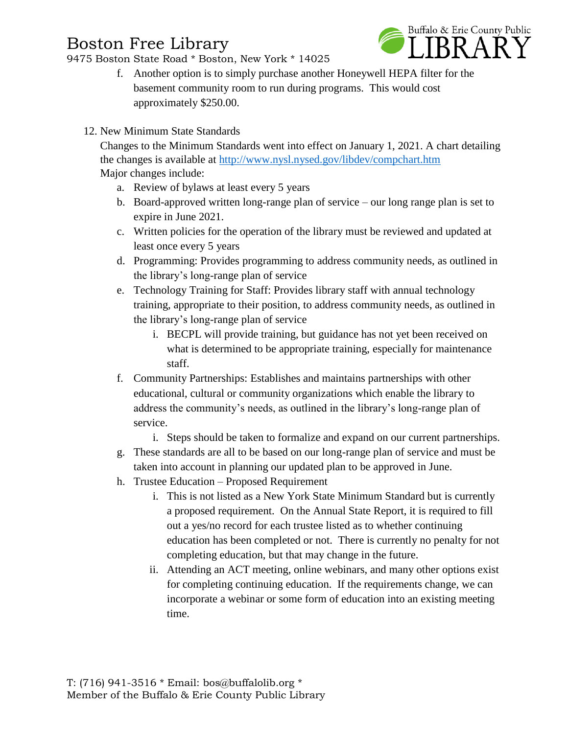f. Another option is to simply purchase another Honeywell HEPA filter for the basement community room to run during programs. This would cost approximately $250.00.

12. New Minimum State Standards

Changes to the Minimum Standards went into effect on January 1, 2021. A chart detailing the changes is available at http://www.nysl.nysed.gov/libdev/compchart.htm
Major changes include:

a. Review of bylaws at least every 5 years
b. Board-approved written long-range plan of service – our long range plan is set to expire in June 2021.
c. Written policies for the operation of the library must be reviewed and updated at least once every 5 years
d. Programming: Provides programming to address community needs, as outlined in the library's long-range plan of service
e. Technology Training for Staff: Provides library staff with annual technology training, appropriate to their position, to address community needs, as outlined in the library's long-range plan of service
    i. BECPL will provide training, but guidance has not yet been received on what is determined to be appropriate training, especially for maintenance staff.
f. Community Partnerships: Establishes and maintains partnerships with other educational, cultural or community organizations which enable the library to address the community's needs, as outlined in the library's long-range plan of service.
    i. Steps should be taken to formalize and expand on our current partnerships.
g. These standards are all to be based on our long-range plan of service and must be taken into account in planning our updated plan to be approved in June.
h. Trustee Education – Proposed Requirement
    i. This is not listed as a New York State Minimum Standard but is currently a proposed requirement. On the Annual State Report, it is required to fill out a yes/no record for each trustee listed as to whether continuing education has been completed or not. There is currently no penalty for not completing education, but that may change in the future.
    ii. Attending an ACT meeting, online webinars, and many other options exist for completing continuing education. If the requirements change, we can incorporate a webinar or some form of education into an existing meeting time.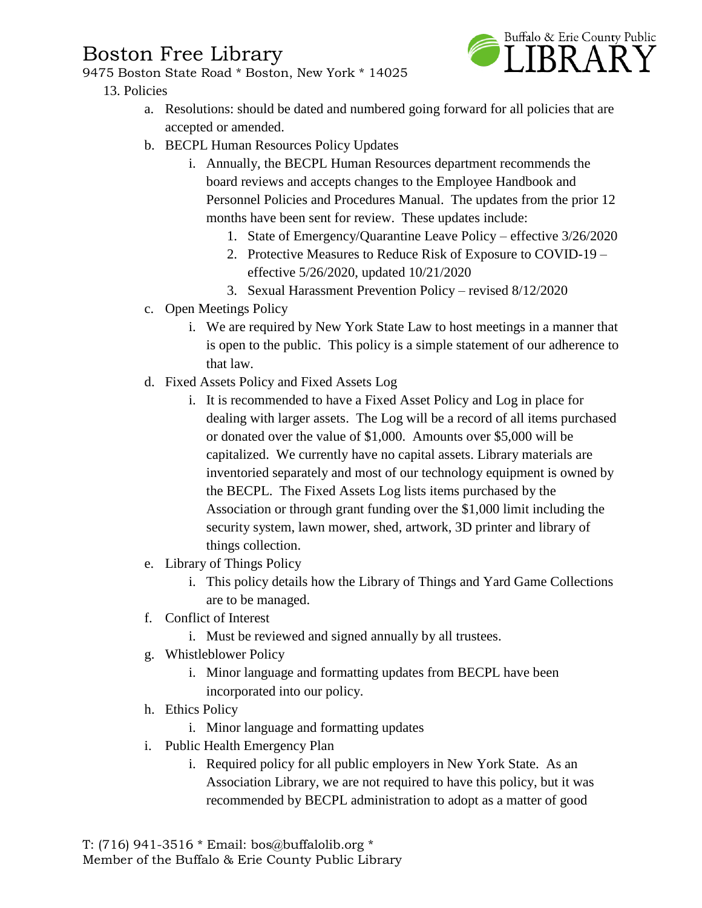13. Policies
    a. Resolutions: should be dated and numbered going forward for all policies that are accepted or amended.
    b. BECPL Human Resources Policy Updates
        i. Annually, the BECPL Human Resources department recommends the board reviews and accepts changes to the Employee Handbook and Personnel Policies and Procedures Manual. The updates from the prior 12 months have been sent for review. These updates include:
            1. State of Emergency/Quarantine Leave Policy – effective 3/26/2020
            2. Protective Measures to Reduce Risk of Exposure to COVID-19 – effective 5/26/2020, updated 10/21/2020
            3. Sexual Harassment Prevention Policy – revised 8/12/2020
    c. Open Meetings Policy
        i. We are required by New York State Law to host meetings in a manner that is open to the public. This policy is a simple statement of our adherence to that law.
    d. Fixed Assets Policy and Fixed Assets Log
        i. It is recommended to have a Fixed Asset Policy and Log in place for dealing with larger assets. The Log will be a record of all items purchased or donated over the value of $1,000. Amounts over $5,000 will be capitalized. We currently have no capital assets. Library materials are inventoried separately and most of our technology equipment is owned by the BECPL. The Fixed Assets Log lists items purchased by the Association or through grant funding over the $1,000 limit including the security system, lawn mower, shed, artwork, 3D printer and library of things collection.
    e. Library of Things Policy
        i. This policy details how the Library of Things and Yard Game Collections are to be managed.
    f. Conflict of Interest
        i. Must be reviewed and signed annually by all trustees.
    g. Whistleblower Policy
        i. Minor language and formatting updates from BECPL have been incorporated into our policy.
    h. Ethics Policy
        i. Minor language and formatting updates
    i. Public Health Emergency Plan
        i. Required policy for all public employers in New York State. As an Association Library, we are not required to have this policy, but it was recommended by BECPL administration to adopt as a matter of good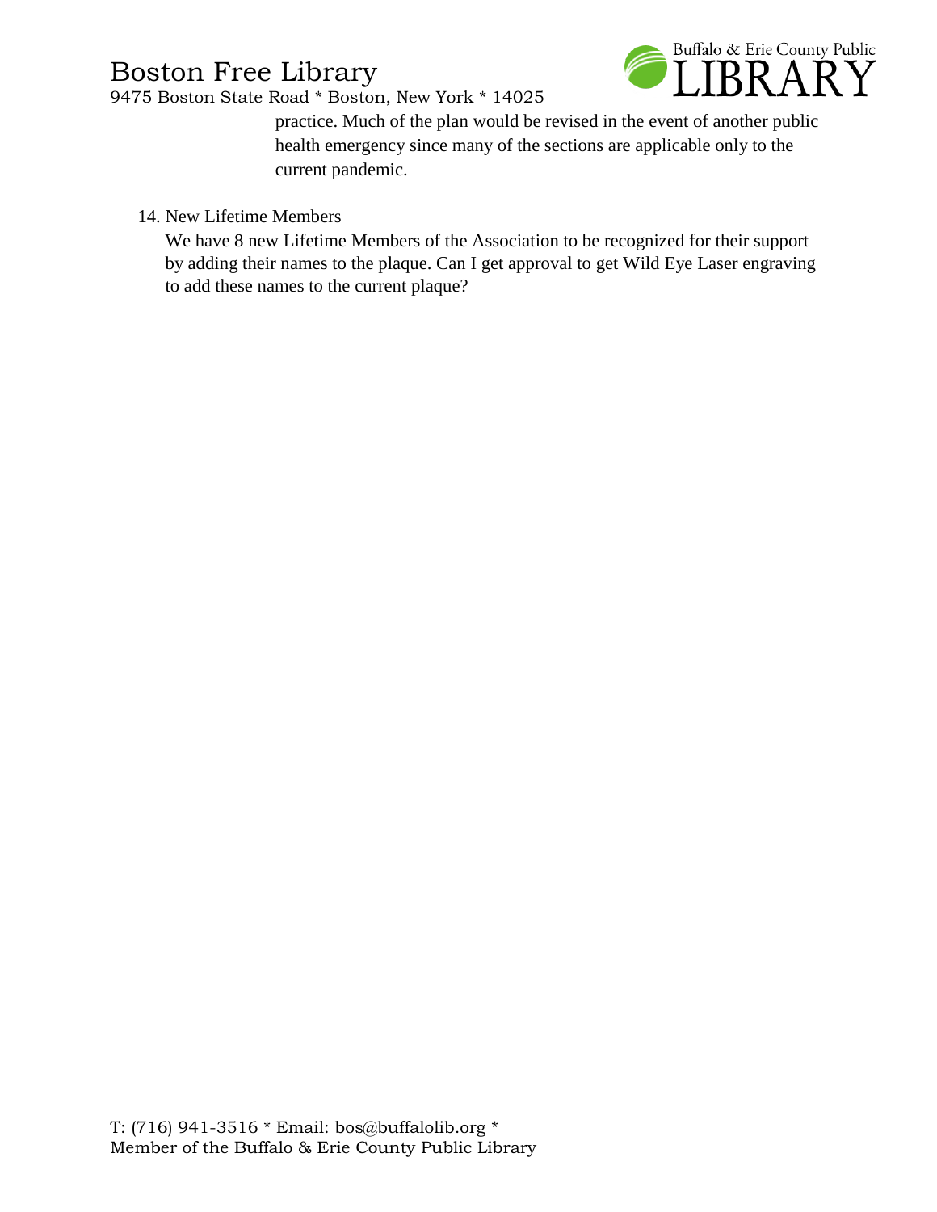practice. Much of the plan would be revised in the event of another public health emergency since many of the sections are applicable only to the current pandemic.

14. New Lifetime Members

    We have 8 new Lifetime Members of the Association to be recognized for their support by adding their names to the plaque. Can I get approval to get Wild Eye Laser engraving to add these names to the current plaque?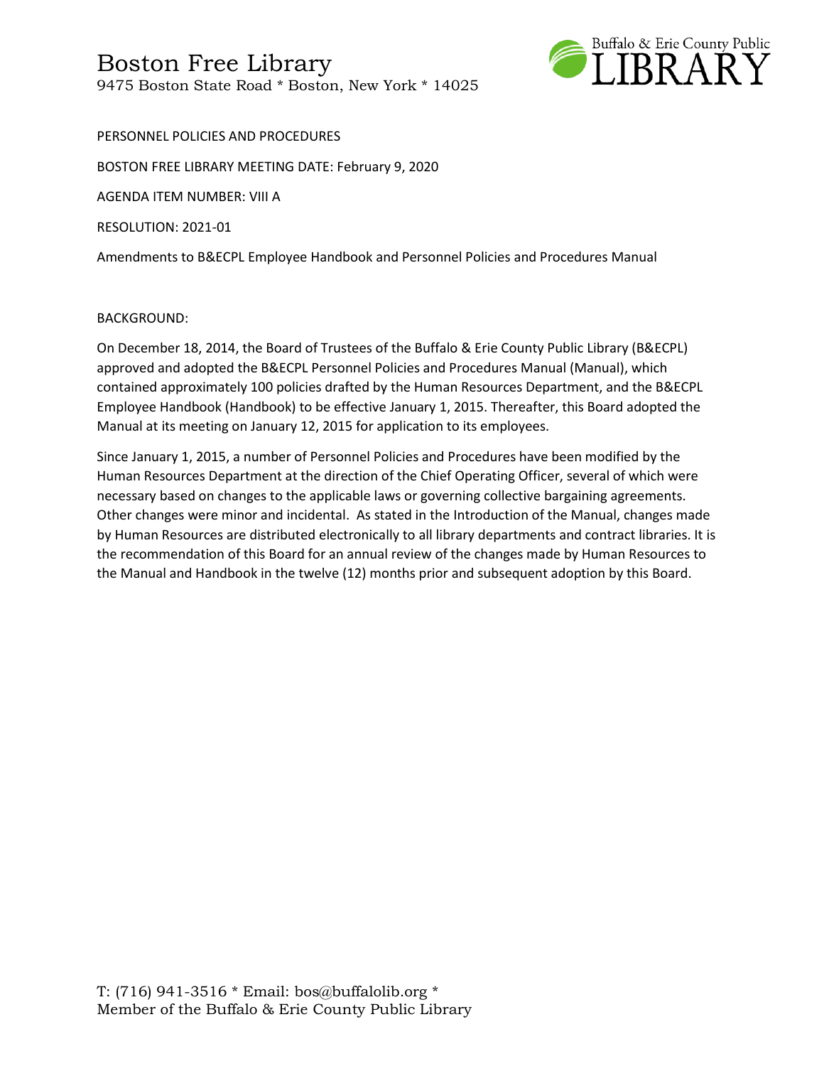# Boston Free Library

9475 Boston State Road * Boston, New York * 14025

PERSONNEL POLICIES AND PROCEDURES

BOSTON FREE LIBRARY MEETING DATE: February 9, 2020

AGENDA ITEM NUMBER: VIII A

RESOLUTION: 2021-01

Amendments to B&ECPL Employee Handbook and Personnel Policies and Procedures Manual

BACKGROUND:

On December 18, 2014, the Board of Trustees of the Buffalo & Erie County Public Library (B&ECPL) approved and adopted the B&ECPL Personnel Policies and Procedures Manual (Manual), which contained approximately 100 policies drafted by the Human Resources Department, and the B&ECPL Employee Handbook (Handbook) to be effective January 1, 2015. Thereafter, this Board adopted the Manual at its meeting on January 12, 2015 for application to its employees.

Since January 1, 2015, a number of Personnel Policies and Procedures have been modified by the Human Resources Department at the direction of the Chief Operating Officer, several of which were necessary based on changes to the applicable laws or governing collective bargaining agreements. Other changes were minor and incidental. As stated in the Introduction of the Manual, changes made by Human Resources are distributed electronically to all library departments and contract libraries. It is the recommendation of this Board for an annual review of the changes made by Human Resources to the Manual and Handbook in the twelve (12) months prior and subsequent adoption by this Board.

T: (716) 941-3516 * Email: bos@buffalolib.org *
Member of the Buffalo & Erie County Public Library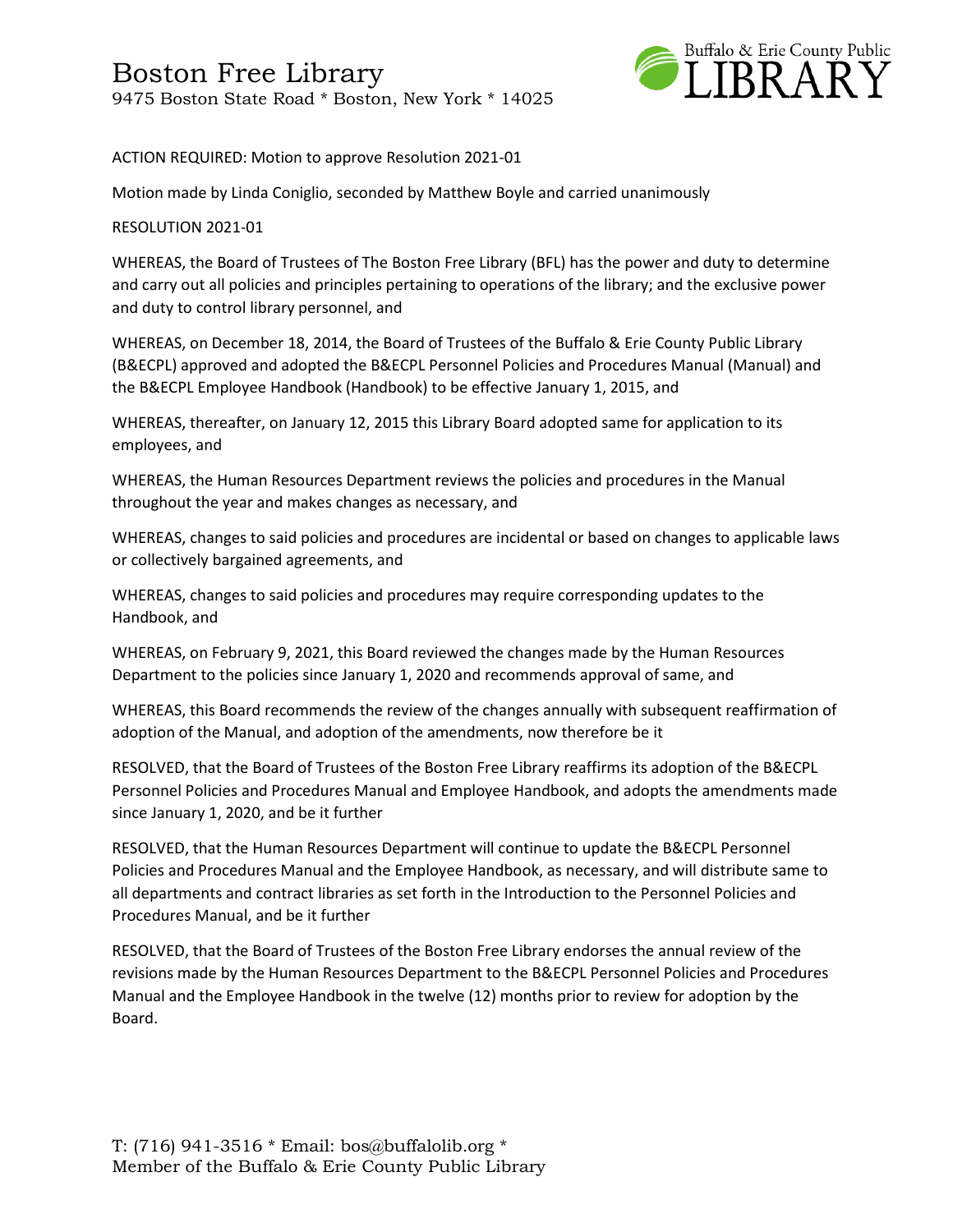# Boston Free Library

9475 Boston State Road * Boston, New York * 14025

ACTION REQUIRED: Motion to approve Resolution 2021-01

Motion made by Linda Coniglio, seconded by Matthew Boyle and carried unanimously

RESOLUTION 2021-01

WHEREAS, the Board of Trustees of The Boston Free Library (BFL) has the power and duty to determine and carry out all policies and principles pertaining to operations of the library; and the exclusive power and duty to control library personnel, and

WHEREAS, on December 18, 2014, the Board of Trustees of the Buffalo & Erie County Public Library (B&ECPL) approved and adopted the B&ECPL Personnel Policies and Procedures Manual (Manual) and the B&ECPL Employee Handbook (Handbook) to be effective January 1, 2015, and

WHEREAS, thereafter, on January 12, 2015 this Library Board adopted same for application to its employees, and

WHEREAS, the Human Resources Department reviews the policies and procedures in the Manual throughout the year and makes changes as necessary, and

WHEREAS, changes to said policies and procedures are incidental or based on changes to applicable laws or collectively bargained agreements, and

WHEREAS, changes to said policies and procedures may require corresponding updates to the Handbook, and

WHEREAS, on February 9, 2021, this Board reviewed the changes made by the Human Resources Department to the policies since January 1, 2020 and recommends approval of same, and

WHEREAS, this Board recommends the review of the changes annually with subsequent reaffirmation of adoption of the Manual, and adoption of the amendments, now therefore be it

RESOLVED, that the Board of Trustees of the Boston Free Library reaffirms its adoption of the B&ECPL Personnel Policies and Procedures Manual and Employee Handbook, and adopts the amendments made since January 1, 2020, and be it further

RESOLVED, that the Human Resources Department will continue to update the B&ECPL Personnel Policies and Procedures Manual and the Employee Handbook, as necessary, and will distribute same to all departments and contract libraries as set forth in the Introduction to the Personnel Policies and Procedures Manual, and be it further

RESOLVED, that the Board of Trustees of the Boston Free Library endorses the annual review of the revisions made by the Human Resources Department to the B&ECPL Personnel Policies and Procedures Manual and the Employee Handbook in the twelve (12) months prior to review for adoption by the Board.

T: (716) 941-3516 * Email: bos@buffalolib.org *
Member of the Buffalo & Erie County Public Library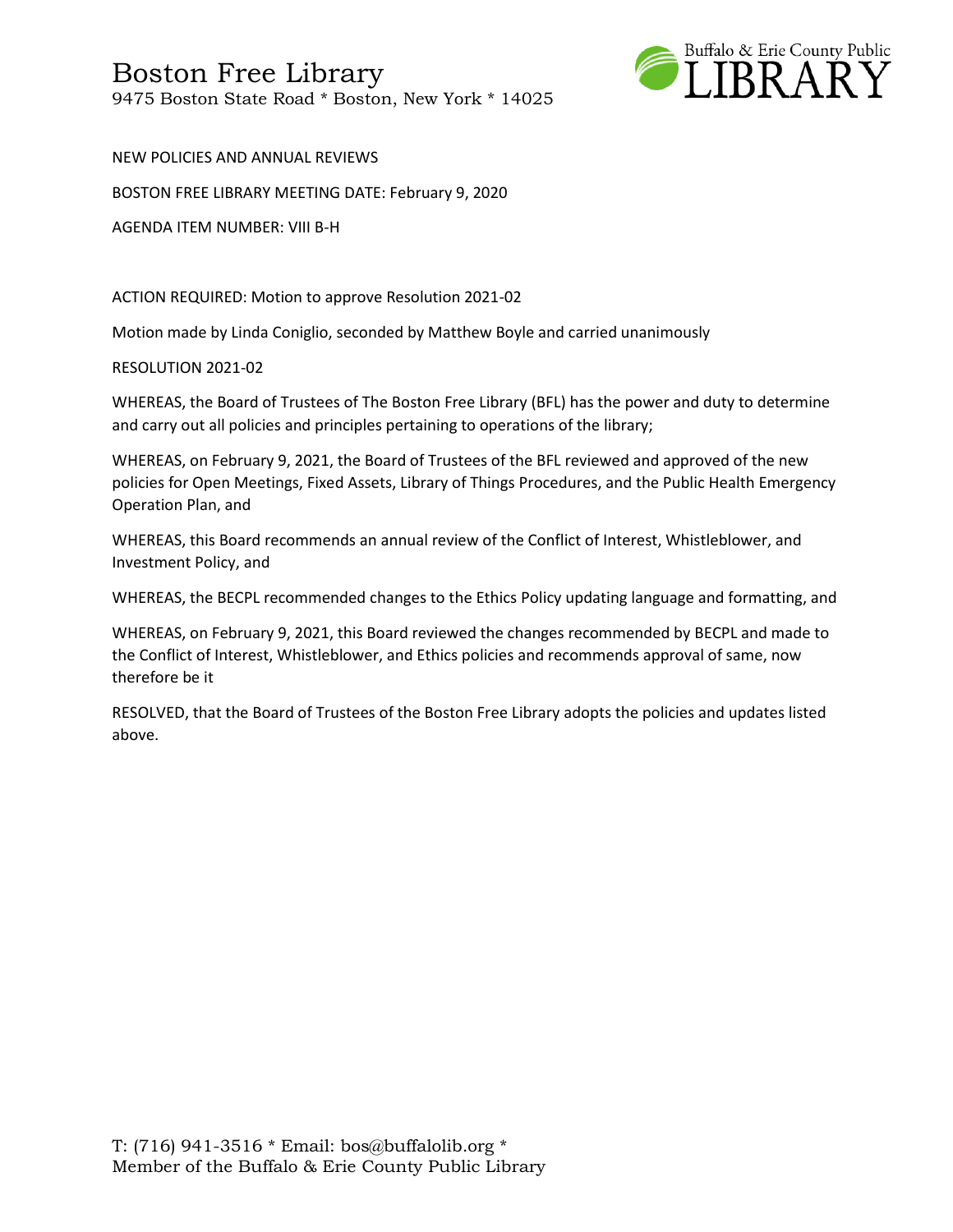# Boston Free Library

9475 Boston State Road * Boston, New York * 14025

Buffalo & Erie County Public LIBRARY

NEW POLICIES AND ANNUAL REVIEWS

BOSTON FREE LIBRARY MEETING DATE: February 9, 2020

AGENDA ITEM NUMBER: VIII B-H

ACTION REQUIRED: Motion to approve Resolution 2021-02

Motion made by Linda Coniglio, seconded by Matthew Boyle and carried unanimously

RESOLUTION 2021-02

WHEREAS, the Board of Trustees of The Boston Free Library (BFL) has the power and duty to determine and carry out all policies and principles pertaining to operations of the library;

WHEREAS, on February 9, 2021, the Board of Trustees of the BFL reviewed and approved of the new policies for Open Meetings, Fixed Assets, Library of Things Procedures, and the Public Health Emergency Operation Plan, and

WHEREAS, this Board recommends an annual review of the Conflict of Interest, Whistleblower, and Investment Policy, and

WHEREAS, the BECPL recommended changes to the Ethics Policy updating language and formatting, and

WHEREAS, on February 9, 2021, this Board reviewed the changes recommended by BECPL and made to the Conflict of Interest, Whistleblower, and Ethics policies and recommends approval of same, now therefore be it

RESOLVED, that the Board of Trustees of the Boston Free Library adopts the policies and updates listed above.

T: (716) 941-3516 * Email: bos@buffalolib.org *
Member of the Buffalo & Erie County Public Library